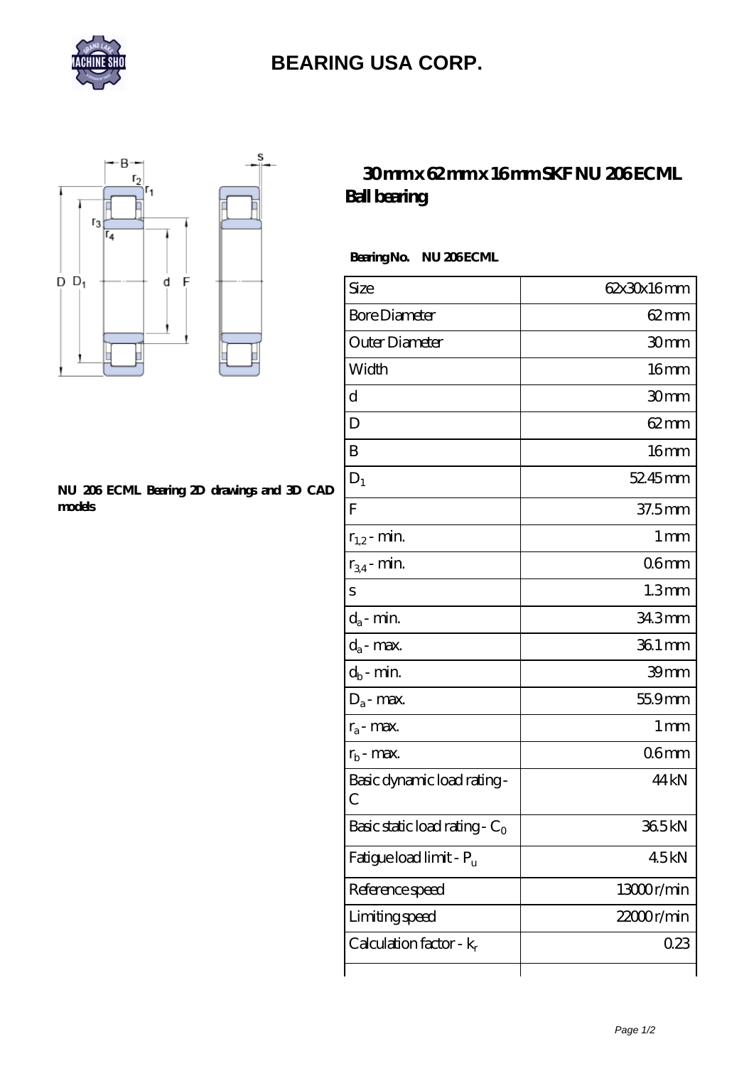# BEARING USA CORP.

## 30 mm x 62 mm x 16 mm SKF NU 206 ECML Ball bearing

NU 206 ECML Bearing 2D drawings and 3D CAD models

**Bearing No. NU 206 ECML**

| Size | 62x30x16 mm |
| --- | --- |
| Bore Diameter | 62 mm |
| Outer Diameter | 30 mm |
| Width | 16 mm |
| d | 30 mm |
| D | 62 mm |
| B | 16 mm |
| $D_1$ | 52.45 mm |
| F | 37.5 mm |
| $r_{1,2}$ - min. | 1 mm |
| $r_{3,4}$ - min. | 0.6 mm |
| s | 1.3 mm |
| $d_a$ - min. | 34.3 mm |
| $d_a$ - max. | 36.1 mm |
| $d_b$ - min. | 39 mm |
| $D_a$ - max. | 55.9 mm |
| $r_a$ - max. | 1 mm |
| $r_b$ - max. | 0.6 mm |
| Basic dynamic load rating - C | 44 kN |
| Basic static load rating - $C_0$ | 36.5 kN |
| Fatigue load limit - $P_u$ | 4.5 kN |
| Reference speed | 13000 r/min |
| Limiting speed | 22000 r/min |
| Calculation factor - $k_r$ | 0.23 |
| | |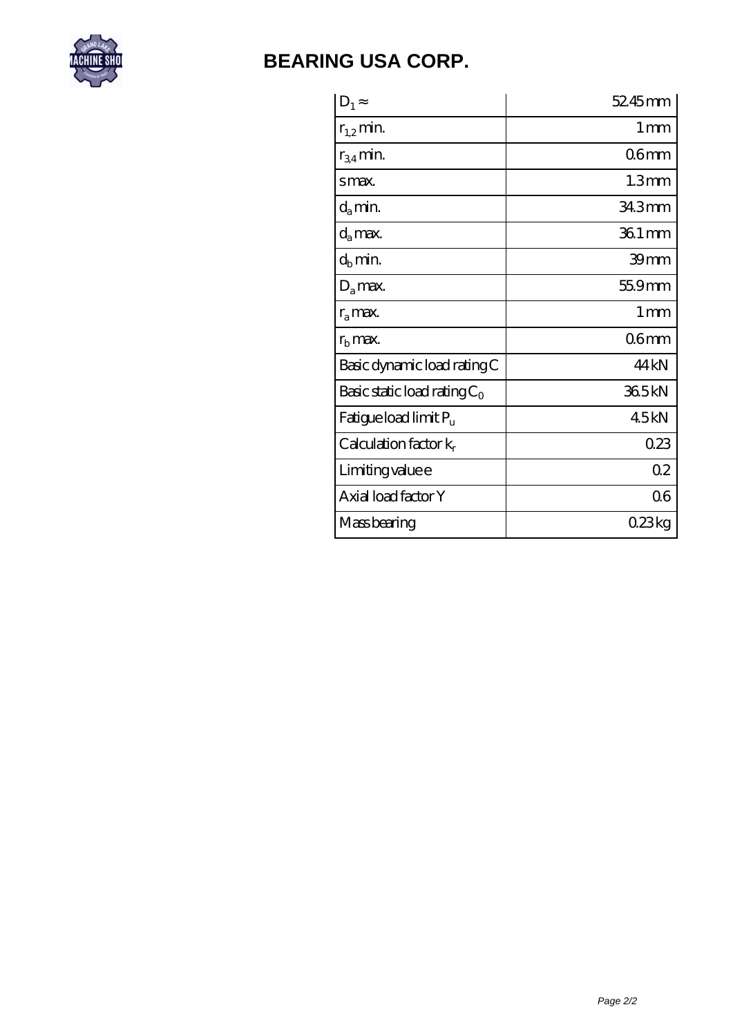# BEARING USA CORP.

| | |
|---|---|
| $D_1 \approx$ | 52.45 mm |
| $r_{1,2}$ min. | 1 mm |
| $r_{3,4}$ min. | 0.6 mm |
| s max. | 1.3 mm |
| $d_a$ min. | 34.3 mm |
| $d_a$ max. | 36.1 mm |
| $d_b$ min. | 39 mm |
| $D_a$ max. | 55.9 mm |
| $r_a$ max. | 1 mm |
| $r_b$ max. | 0.6 mm |
| Basic dynamic load rating C | 44 kN |
| Basic static load rating $C_0$ | 36.5 kN |
| Fatigue load limit $P_u$ | 4.5 kN |
| Calculation factor $k_r$ | 0.23 |
| Limiting value e | 0.2 |
| Axial load factor Y | 0.6 |
| Mass bearing | 0.23 kg |